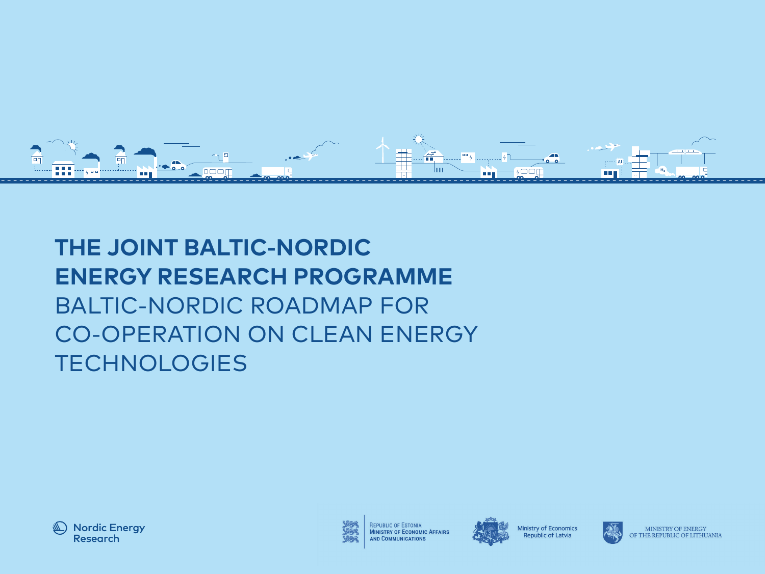# THE JOINT BALTIC-NORDIC ENERGY RESEARCH PROGRAMME

## BALTIC-NORDIC ROADMAP FOR CO-OPERATION ON CLEAN ENERGY TECHNOLOGIES

Nordic Energy Research

Republic of Estonia Ministry of Economic Affairs and Communications

Ministry of Economics Republic of Latvia

Ministry of Energy of the Republic of Lithuania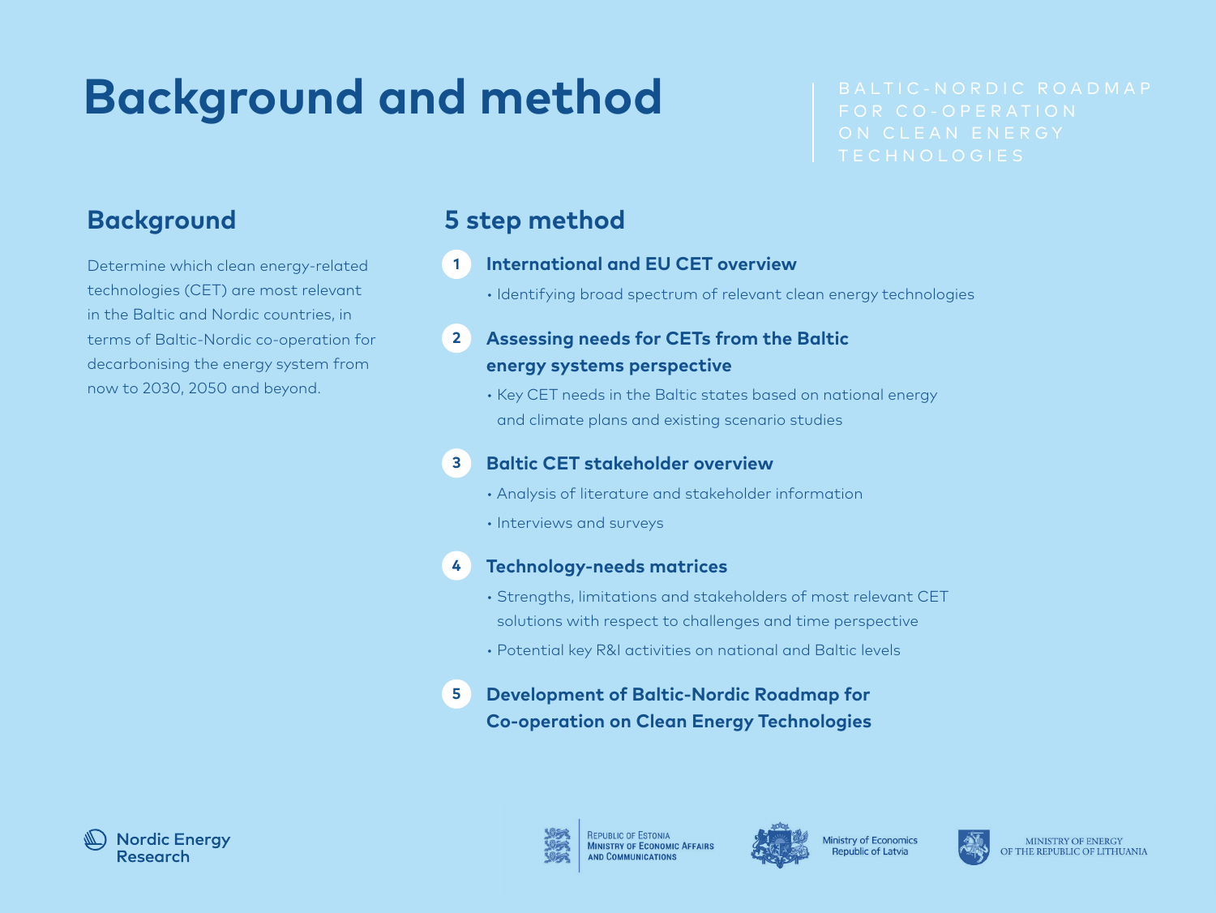# Background and method

BALTIC-NORDIC ROADMAP FOR CO-OPERATION ON CLEAN ENERGY TECHNOLOGIES

## Background

Determine which clean energy-related technologies (CET) are most relevant in the Baltic and Nordic countries, in terms of Baltic-Nordic co-operation for decarbonising the energy system from now to 2030, 2050 and beyond.

## 5 step method

1. **International and EU CET overview**
   - Identifying broad spectrum of relevant clean energy technologies

2. **Assessing needs for CETs from the Baltic energy systems perspective**
   - Key CET needs in the Baltic states based on national energy and climate plans and existing scenario studies

3. **Baltic CET stakeholder overview**
   - Analysis of literature and stakeholder information
   - Interviews and surveys

4. **Technology-needs matrices**
   - Strengths, limitations and stakeholders of most relevant CET solutions with respect to challenges and time perspective
   - Potential key R&I activities on national and Baltic levels

5. **Development of Baltic-Nordic Roadmap for Co-operation on Clean Energy Technologies**

Nordic Energy Research

Republic of Estonia Ministry of Economic Affairs and Communications

Ministry of Economics Republic of Latvia

Ministry of Energy of the Republic of Lithuania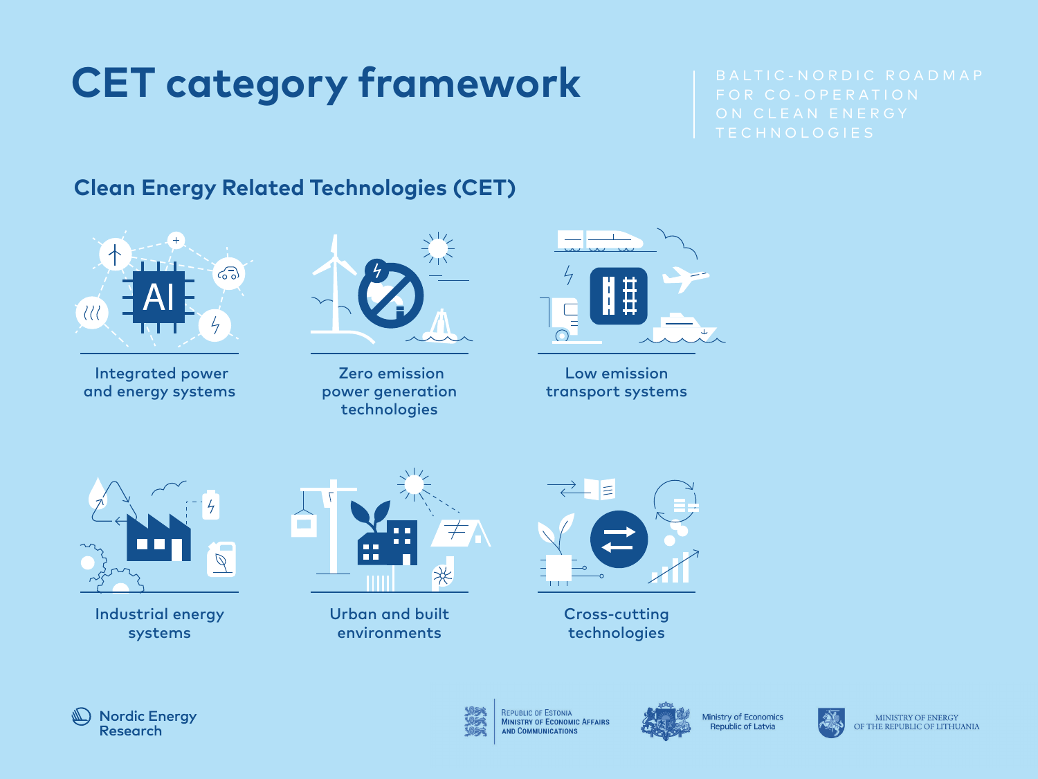# CET category framework

BALTIC-NORDIC ROADMAP FOR CO-OPERATION ON CLEAN ENERGY TECHNOLOGIES

## Clean Energy Related Technologies (CET)

- Integrated power and energy systems
- Zero emission power generation technologies
- Low emission transport systems
- Industrial energy systems
- Urban and built environments
- Cross-cutting technologies

Nordic Energy Research

Republic of Estonia Ministry of Economic Affairs and Communications

Ministry of Economics Republic of Latvia

Ministry of Energy of the Republic of Lithuania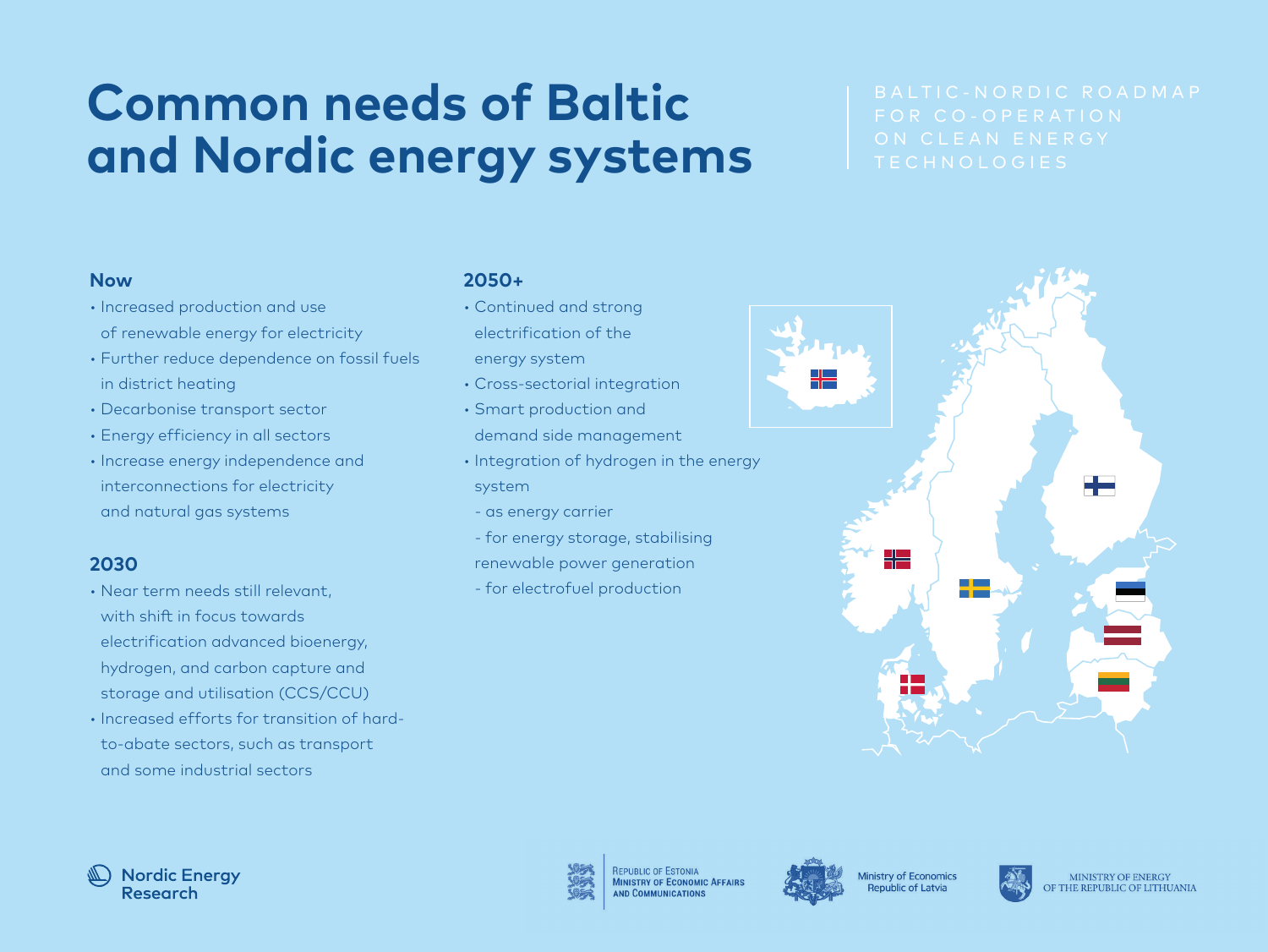# Common needs of Baltic and Nordic energy systems

BALTIC-NORDIC ROADMAP FOR CO-OPERATION ON CLEAN ENERGY TECHNOLOGIES

### Now

- Increased production and use of renewable energy for electricity
- Further reduce dependence on fossil fuels in district heating
- Decarbonise transport sector
- Energy efficiency in all sectors
- Increase energy independence and interconnections for electricity and natural gas systems

### 2030

- Near term needs still relevant, with shift in focus towards electrification advanced bioenergy, hydrogen, and carbon capture and storage and utilisation (CCS/CCU)
- Increased efforts for transition of hard-to-abate sectors, such as transport and some industrial sectors

### 2050+

- Continued and strong electrification of the energy system
- Cross-sectorial integration
- Smart production and demand side management
- Integration of hydrogen in the energy system
  - as energy carrier
  - for energy storage, stabilising renewable power generation
  - for electrofuel production

Nordic Energy Research

Republic of Estonia Ministry of Economic Affairs and Communications

Ministry of Economics Republic of Latvia

Ministry of Energy of the Republic of Lithuania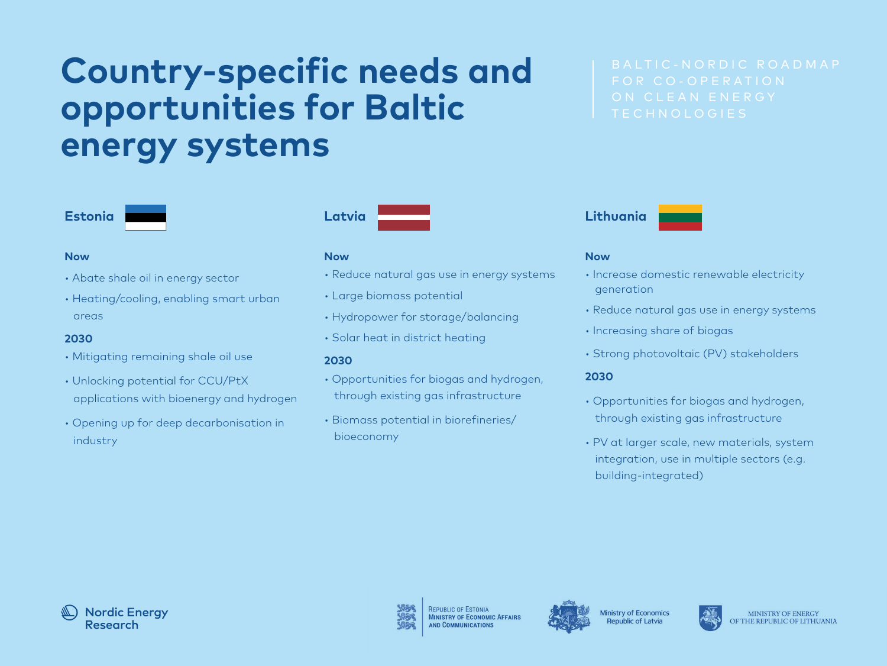# Country-specific needs and opportunities for Baltic energy systems

BALTIC-NORDIC ROADMAP FOR CO-OPERATION ON CLEAN ENERGY TECHNOLOGIES

## Estonia

### Now

- Abate shale oil in energy sector
- Heating/cooling, enabling smart urban areas

### 2030

- Mitigating remaining shale oil use
- Unlocking potential for CCU/PtX applications with bioenergy and hydrogen
- Opening up for deep decarbonisation in industry

## Latvia

### Now

- Reduce natural gas use in energy systems
- Large biomass potential
- Hydropower for storage/balancing
- Solar heat in district heating

### 2030

- Opportunities for biogas and hydrogen, through existing gas infrastructure
- Biomass potential in biorefineries/ bioeconomy

## Lithuania

### Now

- Increase domestic renewable electricity generation
- Reduce natural gas use in energy systems
- Increasing share of biogas
- Strong photovoltaic (PV) stakeholders

### 2030

- Opportunities for biogas and hydrogen, through existing gas infrastructure
- PV at larger scale, new materials, system integration, use in multiple sectors (e.g. building-integrated)

Nordic Energy Research

Republic of Estonia Ministry of Economic Affairs and Communications

Ministry of Economics Republic of Latvia

Ministry of Energy of the Republic of Lithuania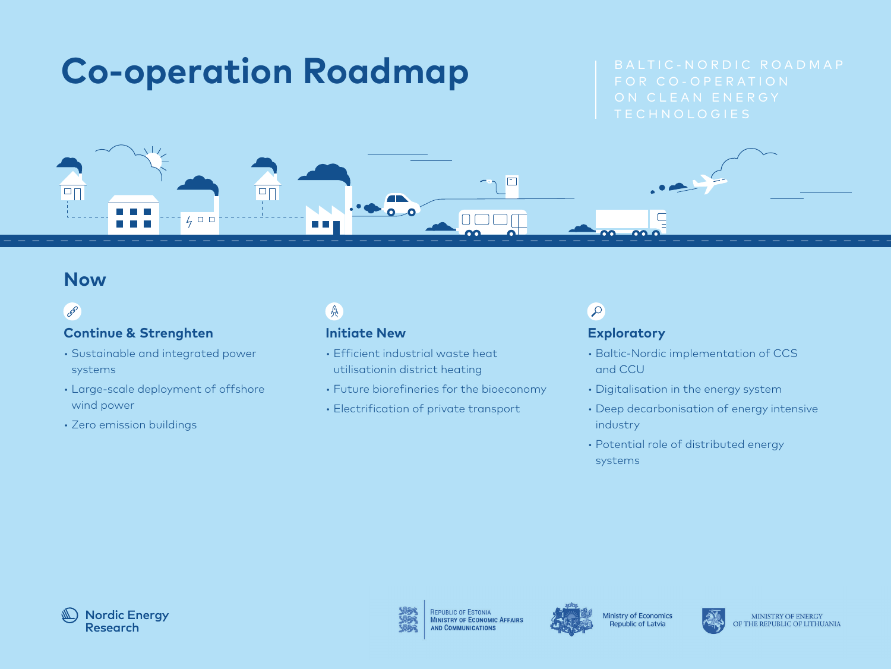# Co-operation Roadmap

BALTIC-NORDIC ROADMAP FOR CO-OPERATION ON CLEAN ENERGY TECHNOLOGIES

## Now

### Continue & Strenghten

- Sustainable and integrated power systems
- Large-scale deployment of offshore wind power
- Zero emission buildings

### Initiate New

- Efficient industrial waste heat utilisationin district heating
- Future biorefineries for the bioeconomy
- Electrification of private transport

### Exploratory

- Baltic-Nordic implementation of CCS and CCU
- Digitalisation in the energy system
- Deep decarbonisation of energy intensive industry
- Potential role of distributed energy systems

Nordic Energy Research

Republic of Estonia Ministry of Economic Affairs and Communications

Ministry of Economics Republic of Latvia

Ministry of Energy of the Republic of Lithuania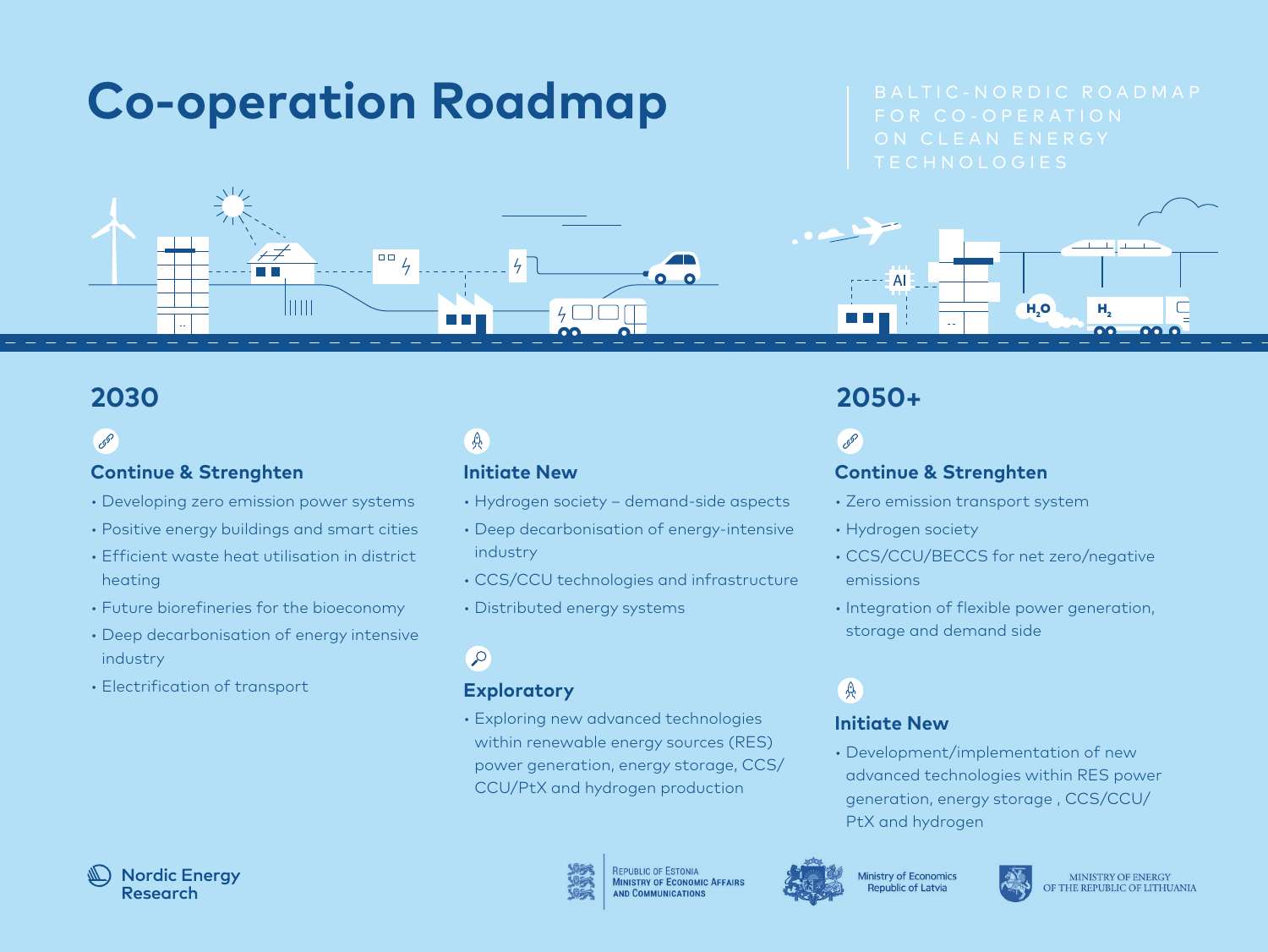# Co-operation Roadmap

BALTIC-NORDIC ROADMAP FOR CO-OPERATION ON CLEAN ENERGY TECHNOLOGIES

## 2030

### Continue & Strenghten

- Developing zero emission power systems
- Positive energy buildings and smart cities
- Efficient waste heat utilisation in district heating
- Future biorefineries for the bioeconomy
- Deep decarbonisation of energy intensive industry
- Electrification of transport

### Initiate New

- Hydrogen society – demand-side aspects
- Deep decarbonisation of energy-intensive industry
- CCS/CCU technologies and infrastructure
- Distributed energy systems

### Exploratory

- Exploring new advanced technologies within renewable energy sources (RES) power generation, energy storage, CCS/CCU/PtX and hydrogen production

## 2050+

### Continue & Strenghten

- Zero emission transport system
- Hydrogen society
- CCS/CCU/BECCS for net zero/negative emissions
- Integration of flexible power generation, storage and demand side

### Initiate New

- Development/implementation of new advanced technologies within RES power generation, energy storage , CCS/CCU/PtX and hydrogen

Nordic Energy Research

Republic of Estonia Ministry of Economic Affairs and Communications

Ministry of Economics Republic of Latvia

Ministry of Energy of the Republic of Lithuania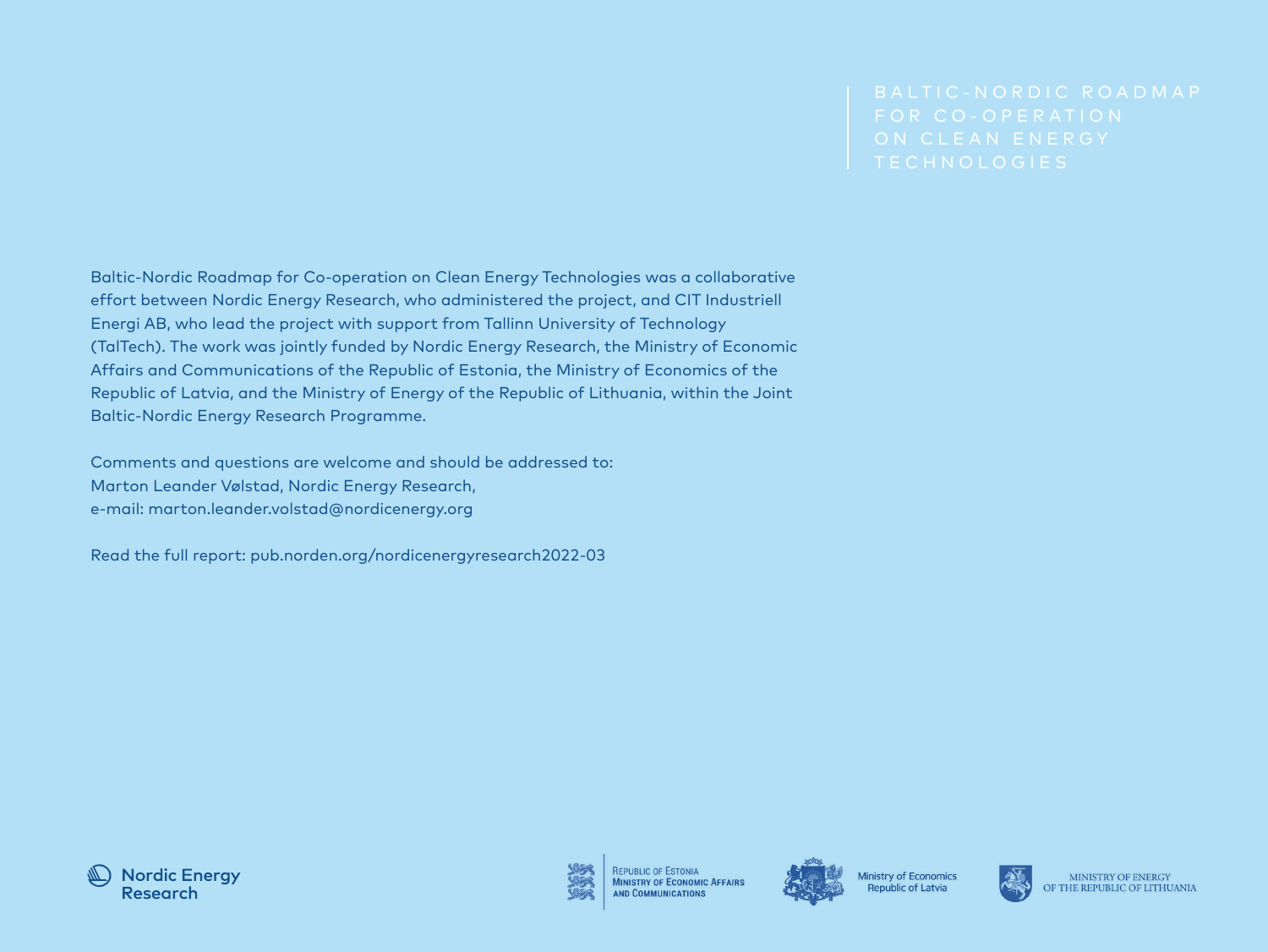BALTIC-NORDIC ROADMAP FOR CO-OPERATION ON CLEAN ENERGY TECHNOLOGIES

Baltic-Nordic Roadmap for Co-operation on Clean Energy Technologies was a collaborative effort between Nordic Energy Research, who administered the project, and CIT Industriell Energi AB, who lead the project with support from Tallinn University of Technology (TalTech). The work was jointly funded by Nordic Energy Research, the Ministry of Economic Affairs and Communications of the Republic of Estonia, the Ministry of Economics of the Republic of Latvia, and the Ministry of Energy of the Republic of Lithuania, within the Joint Baltic-Nordic Energy Research Programme.

Comments and questions are welcome and should be addressed to:
Marton Leander Vølstad, Nordic Energy Research,
e-mail: marton.leander.volstad@nordicenergy.org

Read the full report: pub.norden.org/nordicenergyresearch2022-03

Nordic Energy Research

Republic of Estonia Ministry of Economic Affairs and Communications

Ministry of Economics Republic of Latvia

Ministry of Energy of the Republic of Lithuania